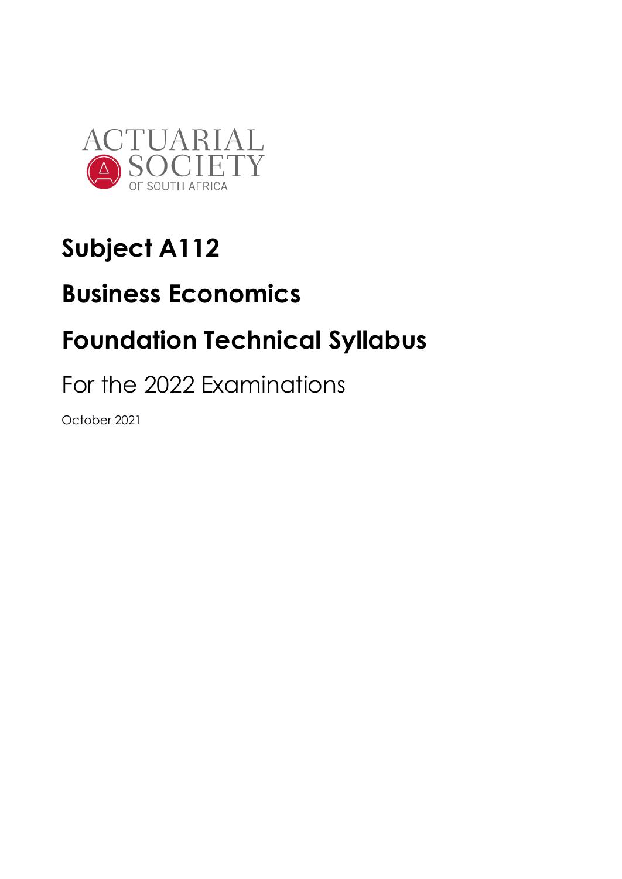ACTUARIAL SOCIETY OF SOUTH AFRICA

# Subject A112

# Business Economics

# Foundation Technical Syllabus

## For the 2022 Examinations

October 2021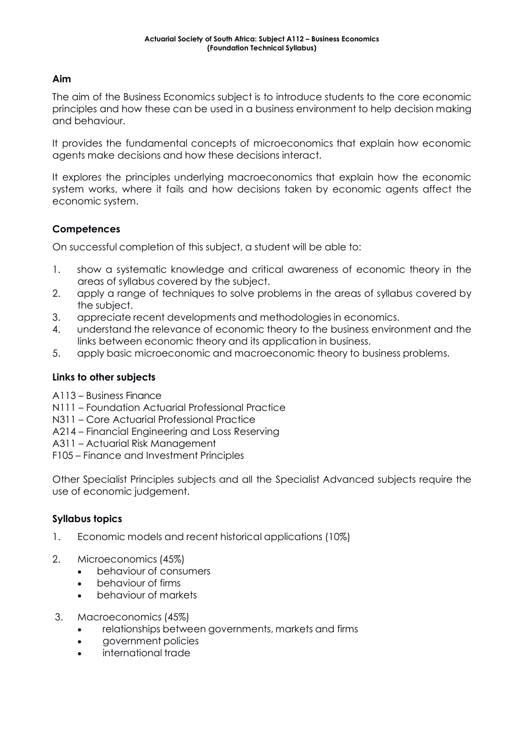## Aim

The aim of the Business Economics subject is to introduce students to the core economic principles and how these can be used in a business environment to help decision making and behaviour.

It provides the fundamental concepts of microeconomics that explain how economic agents make decisions and how these decisions interact.

It explores the principles underlying macroeconomics that explain how the economic system works, where it fails and how decisions taken by economic agents affect the economic system.

## Competences

On successful completion of this subject, a student will be able to:

1. show a systematic knowledge and critical awareness of economic theory in the areas of syllabus covered by the subject.
2. apply a range of techniques to solve problems in the areas of syllabus covered by the subject.
3. appreciate recent developments and methodologies in economics.
4. understand the relevance of economic theory to the business environment and the links between economic theory and its application in business.
5. apply basic microeconomic and macroeconomic theory to business problems.

## Links to other subjects

A113 – Business Finance
N111 – Foundation Actuarial Professional Practice
N311 – Core Actuarial Professional Practice
A214 – Financial Engineering and Loss Reserving
A311 – Actuarial Risk Management
F105 – Finance and Investment Principles

Other Specialist Principles subjects and all the Specialist Advanced subjects require the use of economic judgement.

## Syllabus topics

1. Economic models and recent historical applications (10%)

2. Microeconomics (45%)
   - behaviour of consumers
   - behaviour of firms
   - behaviour of markets

3. Macroeconomics (45%)
   - relationships between governments, markets and firms
   - government policies
   - international trade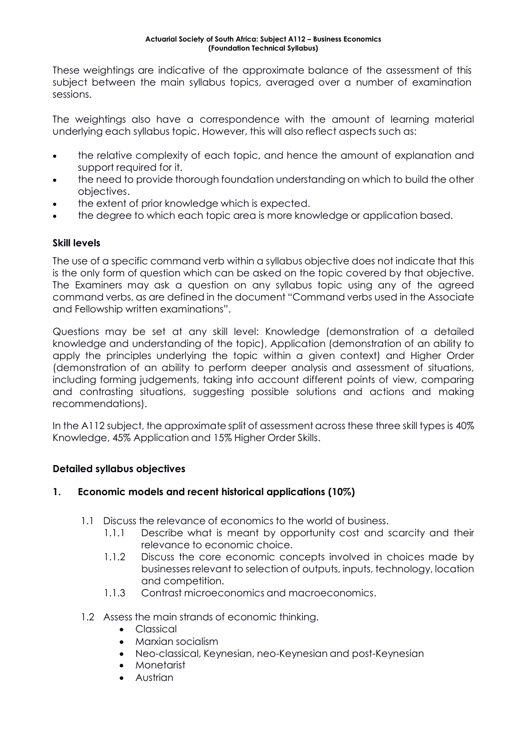These weightings are indicative of the approximate balance of the assessment of this subject between the main syllabus topics, averaged over a number of examination sessions.

The weightings also have a correspondence with the amount of learning material underlying each syllabus topic. However, this will also reflect aspects such as:

- the relative complexity of each topic, and hence the amount of explanation and support required for it.
- the need to provide thorough foundation understanding on which to build the other objectives.
- the extent of prior knowledge which is expected.
- the degree to which each topic area is more knowledge or application based.

### Skill levels

The use of a specific command verb within a syllabus objective does not indicate that this is the only form of question which can be asked on the topic covered by that objective. The Examiners may ask a question on any syllabus topic using any of the agreed command verbs, as are defined in the document "Command verbs used in the Associate and Fellowship written examinations".

Questions may be set at any skill level: Knowledge (demonstration of a detailed knowledge and understanding of the topic), Application (demonstration of an ability to apply the principles underlying the topic within a given context) and Higher Order (demonstration of an ability to perform deeper analysis and assessment of situations, including forming judgements, taking into account different points of view, comparing and contrasting situations, suggesting possible solutions and actions and making recommendations).

In the A112 subject, the approximate split of assessment across these three skill types is 40% Knowledge, 45% Application and 15% Higher Order Skills.

### Detailed syllabus objectives

#### 1. Economic models and recent historical applications (10%)

- 1.1 Discuss the relevance of economics to the world of business.
  - 1.1.1 Describe what is meant by opportunity cost and scarcity and their relevance to economic choice.
  - 1.1.2 Discuss the core economic concepts involved in choices made by businesses relevant to selection of outputs, inputs, technology, location and competition.
  - 1.1.3 Contrast microeconomics and macroeconomics.
- 1.2 Assess the main strands of economic thinking.
  - Classical
  - Marxian socialism
  - Neo-classical, Keynesian, neo-Keynesian and post-Keynesian
  - Monetarist
  - Austrian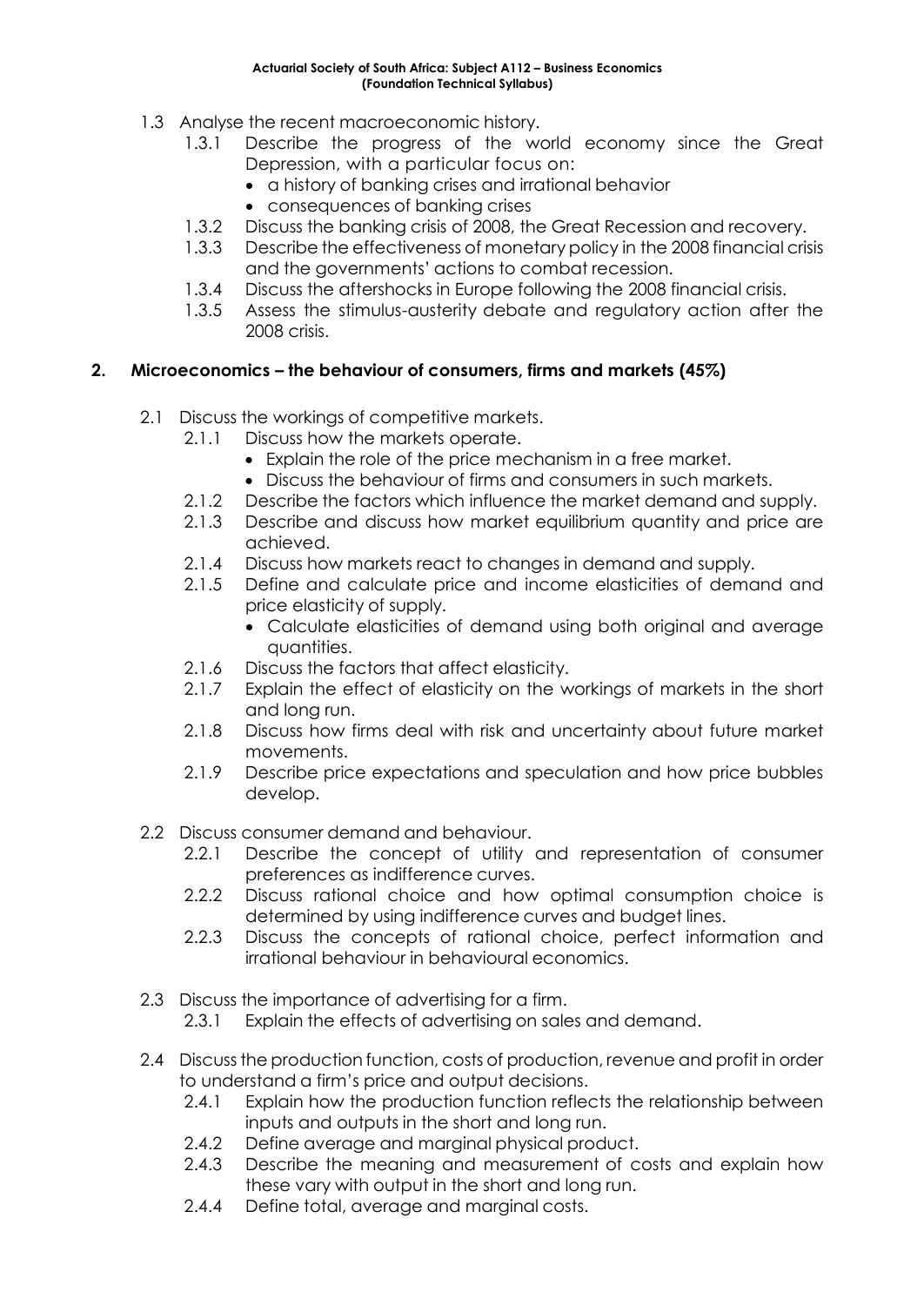- 1.3 Analyse the recent macroeconomic history.
  - 1.3.1 Describe the progress of the world economy since the Great Depression, with a particular focus on:
    - a history of banking crises and irrational behavior
    - consequences of banking crises
  - 1.3.2 Discuss the banking crisis of 2008, the Great Recession and recovery.
  - 1.3.3 Describe the effectiveness of monetary policy in the 2008 financial crisis and the governments' actions to combat recession.
  - 1.3.4 Discuss the aftershocks in Europe following the 2008 financial crisis.
  - 1.3.5 Assess the stimulus-austerity debate and regulatory action after the 2008 crisis.

## 2. Microeconomics – the behaviour of consumers, firms and markets (45%)

- 2.1 Discuss the workings of competitive markets.
  - 2.1.1 Discuss how the markets operate.
    - Explain the role of the price mechanism in a free market.
    - Discuss the behaviour of firms and consumers in such markets.
  - 2.1.2 Describe the factors which influence the market demand and supply.
  - 2.1.3 Describe and discuss how market equilibrium quantity and price are achieved.
  - 2.1.4 Discuss how markets react to changes in demand and supply.
  - 2.1.5 Define and calculate price and income elasticities of demand and price elasticity of supply.
    - Calculate elasticities of demand using both original and average quantities.
  - 2.1.6 Discuss the factors that affect elasticity.
  - 2.1.7 Explain the effect of elasticity on the workings of markets in the short and long run.
  - 2.1.8 Discuss how firms deal with risk and uncertainty about future market movements.
  - 2.1.9 Describe price expectations and speculation and how price bubbles develop.

- 2.2 Discuss consumer demand and behaviour.
  - 2.2.1 Describe the concept of utility and representation of consumer preferences as indifference curves.
  - 2.2.2 Discuss rational choice and how optimal consumption choice is determined by using indifference curves and budget lines.
  - 2.2.3 Discuss the concepts of rational choice, perfect information and irrational behaviour in behavioural economics.

- 2.3 Discuss the importance of advertising for a firm.
  - 2.3.1 Explain the effects of advertising on sales and demand.

- 2.4 Discuss the production function, costs of production, revenue and profit in order to understand a firm's price and output decisions.
  - 2.4.1 Explain how the production function reflects the relationship between inputs and outputs in the short and long run.
  - 2.4.2 Define average and marginal physical product.
  - 2.4.3 Describe the meaning and measurement of costs and explain how these vary with output in the short and long run.
  - 2.4.4 Define total, average and marginal costs.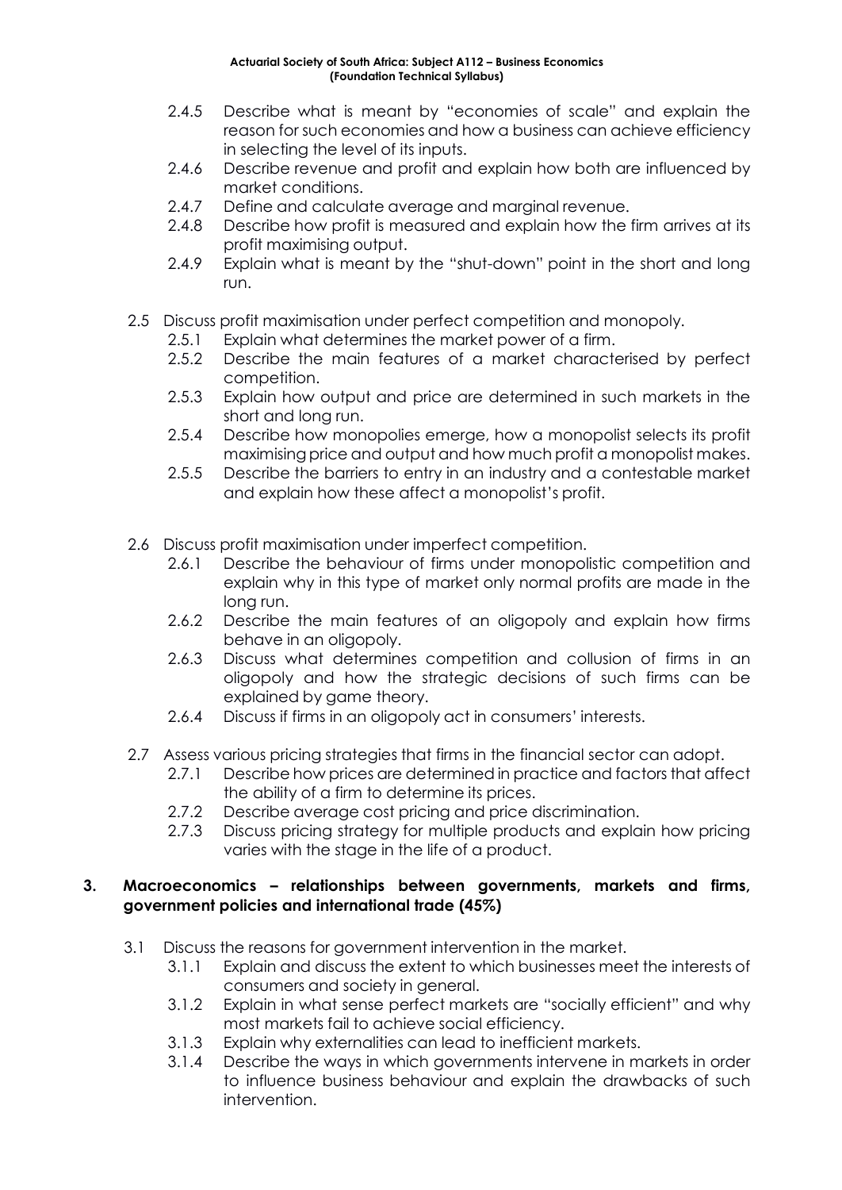- 2.4.5 Describe what is meant by "economies of scale" and explain the reason for such economies and how a business can achieve efficiency in selecting the level of its inputs.
- 2.4.6 Describe revenue and profit and explain how both are influenced by market conditions.
- 2.4.7 Define and calculate average and marginal revenue.
- 2.4.8 Describe how profit is measured and explain how the firm arrives at its profit maximising output.
- 2.4.9 Explain what is meant by the "shut-down" point in the short and long run.

2.5 Discuss profit maximisation under perfect competition and monopoly.

- 2.5.1 Explain what determines the market power of a firm.
- 2.5.2 Describe the main features of a market characterised by perfect competition.
- 2.5.3 Explain how output and price are determined in such markets in the short and long run.
- 2.5.4 Describe how monopolies emerge, how a monopolist selects its profit maximising price and output and how much profit a monopolist makes.
- 2.5.5 Describe the barriers to entry in an industry and a contestable market and explain how these affect a monopolist's profit.

2.6 Discuss profit maximisation under imperfect competition.

- 2.6.1 Describe the behaviour of firms under monopolistic competition and explain why in this type of market only normal profits are made in the long run.
- 2.6.2 Describe the main features of an oligopoly and explain how firms behave in an oligopoly.
- 2.6.3 Discuss what determines competition and collusion of firms in an oligopoly and how the strategic decisions of such firms can be explained by game theory.
- 2.6.4 Discuss if firms in an oligopoly act in consumers' interests.

2.7 Assess various pricing strategies that firms in the financial sector can adopt.

- 2.7.1 Describe how prices are determined in practice and factors that affect the ability of a firm to determine its prices.
- 2.7.2 Describe average cost pricing and price discrimination.
- 2.7.3 Discuss pricing strategy for multiple products and explain how pricing varies with the stage in the life of a product.

## 3. Macroeconomics – relationships between governments, markets and firms, government policies and international trade (45%)

3.1 Discuss the reasons for government intervention in the market.

- 3.1.1 Explain and discuss the extent to which businesses meet the interests of consumers and society in general.
- 3.1.2 Explain in what sense perfect markets are "socially efficient" and why most markets fail to achieve social efficiency.
- 3.1.3 Explain why externalities can lead to inefficient markets.
- 3.1.4 Describe the ways in which governments intervene in markets in order to influence business behaviour and explain the drawbacks of such intervention.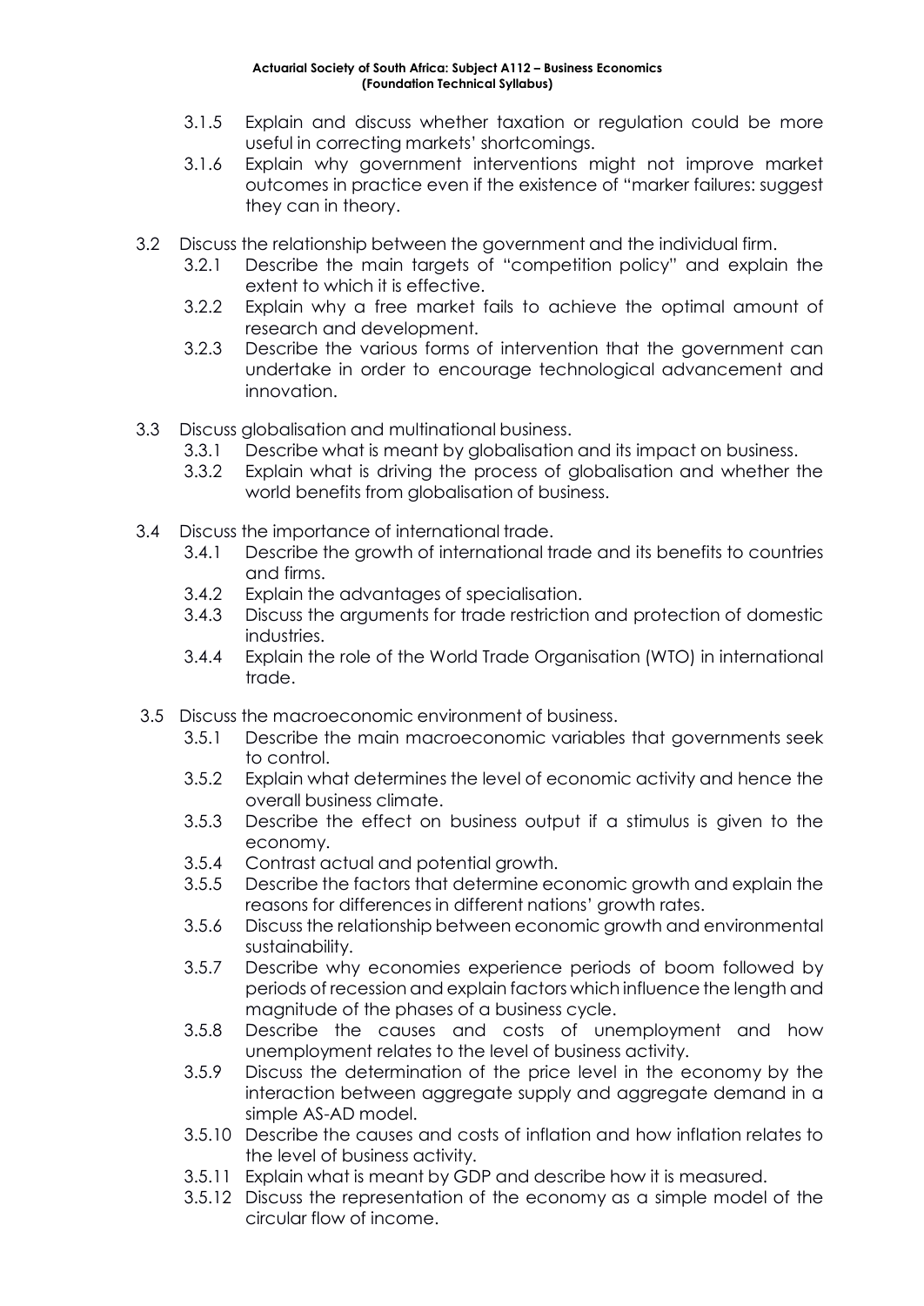- 3.1.5 Explain and discuss whether taxation or regulation could be more useful in correcting markets' shortcomings.
- 3.1.6 Explain why government interventions might not improve market outcomes in practice even if the existence of "marker failures: suggest they can in theory.

3.2 Discuss the relationship between the government and the individual firm.

- 3.2.1 Describe the main targets of "competition policy" and explain the extent to which it is effective.
- 3.2.2 Explain why a free market fails to achieve the optimal amount of research and development.
- 3.2.3 Describe the various forms of intervention that the government can undertake in order to encourage technological advancement and innovation.

3.3 Discuss globalisation and multinational business.

- 3.3.1 Describe what is meant by globalisation and its impact on business.
- 3.3.2 Explain what is driving the process of globalisation and whether the world benefits from globalisation of business.

3.4 Discuss the importance of international trade.

- 3.4.1 Describe the growth of international trade and its benefits to countries and firms.
- 3.4.2 Explain the advantages of specialisation.
- 3.4.3 Discuss the arguments for trade restriction and protection of domestic industries.
- 3.4.4 Explain the role of the World Trade Organisation (WTO) in international trade.

3.5 Discuss the macroeconomic environment of business.

- 3.5.1 Describe the main macroeconomic variables that governments seek to control.
- 3.5.2 Explain what determines the level of economic activity and hence the overall business climate.
- 3.5.3 Describe the effect on business output if a stimulus is given to the economy.
- 3.5.4 Contrast actual and potential growth.
- 3.5.5 Describe the factors that determine economic growth and explain the reasons for differences in different nations' growth rates.
- 3.5.6 Discuss the relationship between economic growth and environmental sustainability.
- 3.5.7 Describe why economies experience periods of boom followed by periods of recession and explain factors which influence the length and magnitude of the phases of a business cycle.
- 3.5.8 Describe the causes and costs of unemployment and how unemployment relates to the level of business activity.
- 3.5.9 Discuss the determination of the price level in the economy by the interaction between aggregate supply and aggregate demand in a simple AS-AD model.
- 3.5.10 Describe the causes and costs of inflation and how inflation relates to the level of business activity.
- 3.5.11 Explain what is meant by GDP and describe how it is measured.
- 3.5.12 Discuss the representation of the economy as a simple model of the circular flow of income.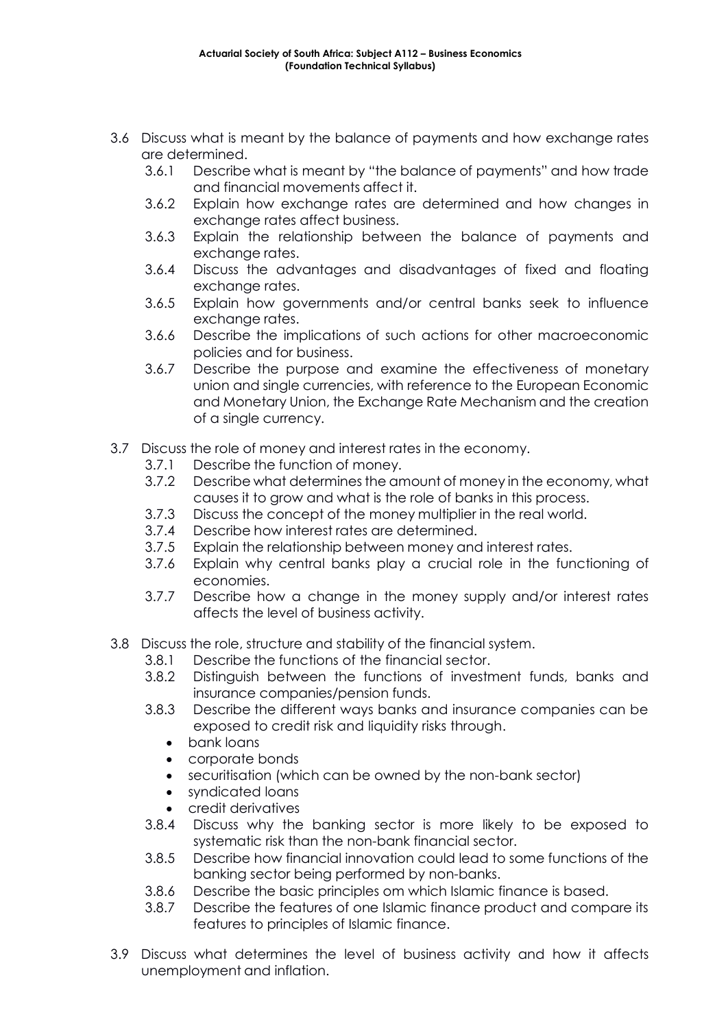- 3.6 Discuss what is meant by the balance of payments and how exchange rates are determined.
  - 3.6.1 Describe what is meant by "the balance of payments" and how trade and financial movements affect it.
  - 3.6.2 Explain how exchange rates are determined and how changes in exchange rates affect business.
  - 3.6.3 Explain the relationship between the balance of payments and exchange rates.
  - 3.6.4 Discuss the advantages and disadvantages of fixed and floating exchange rates.
  - 3.6.5 Explain how governments and/or central banks seek to influence exchange rates.
  - 3.6.6 Describe the implications of such actions for other macroeconomic policies and for business.
  - 3.6.7 Describe the purpose and examine the effectiveness of monetary union and single currencies, with reference to the European Economic and Monetary Union, the Exchange Rate Mechanism and the creation of a single currency.
- 3.7 Discuss the role of money and interest rates in the economy.
  - 3.7.1 Describe the function of money.
  - 3.7.2 Describe what determines the amount of money in the economy, what causes it to grow and what is the role of banks in this process.
  - 3.7.3 Discuss the concept of the money multiplier in the real world.
  - 3.7.4 Describe how interest rates are determined.
  - 3.7.5 Explain the relationship between money and interest rates.
  - 3.7.6 Explain why central banks play a crucial role in the functioning of economies.
  - 3.7.7 Describe how a change in the money supply and/or interest rates affects the level of business activity.
- 3.8 Discuss the role, structure and stability of the financial system.
  - 3.8.1 Describe the functions of the financial sector.
  - 3.8.2 Distinguish between the functions of investment funds, banks and insurance companies/pension funds.
  - 3.8.3 Describe the different ways banks and insurance companies can be exposed to credit risk and liquidity risks through.
    - bank loans
    - corporate bonds
    - securitisation (which can be owned by the non-bank sector)
    - syndicated loans
    - credit derivatives
  - 3.8.4 Discuss why the banking sector is more likely to be exposed to systematic risk than the non-bank financial sector.
  - 3.8.5 Describe how financial innovation could lead to some functions of the banking sector being performed by non-banks.
  - 3.8.6 Describe the basic principles om which Islamic finance is based.
  - 3.8.7 Describe the features of one Islamic finance product and compare its features to principles of Islamic finance.
- 3.9 Discuss what determines the level of business activity and how it affects unemployment and inflation.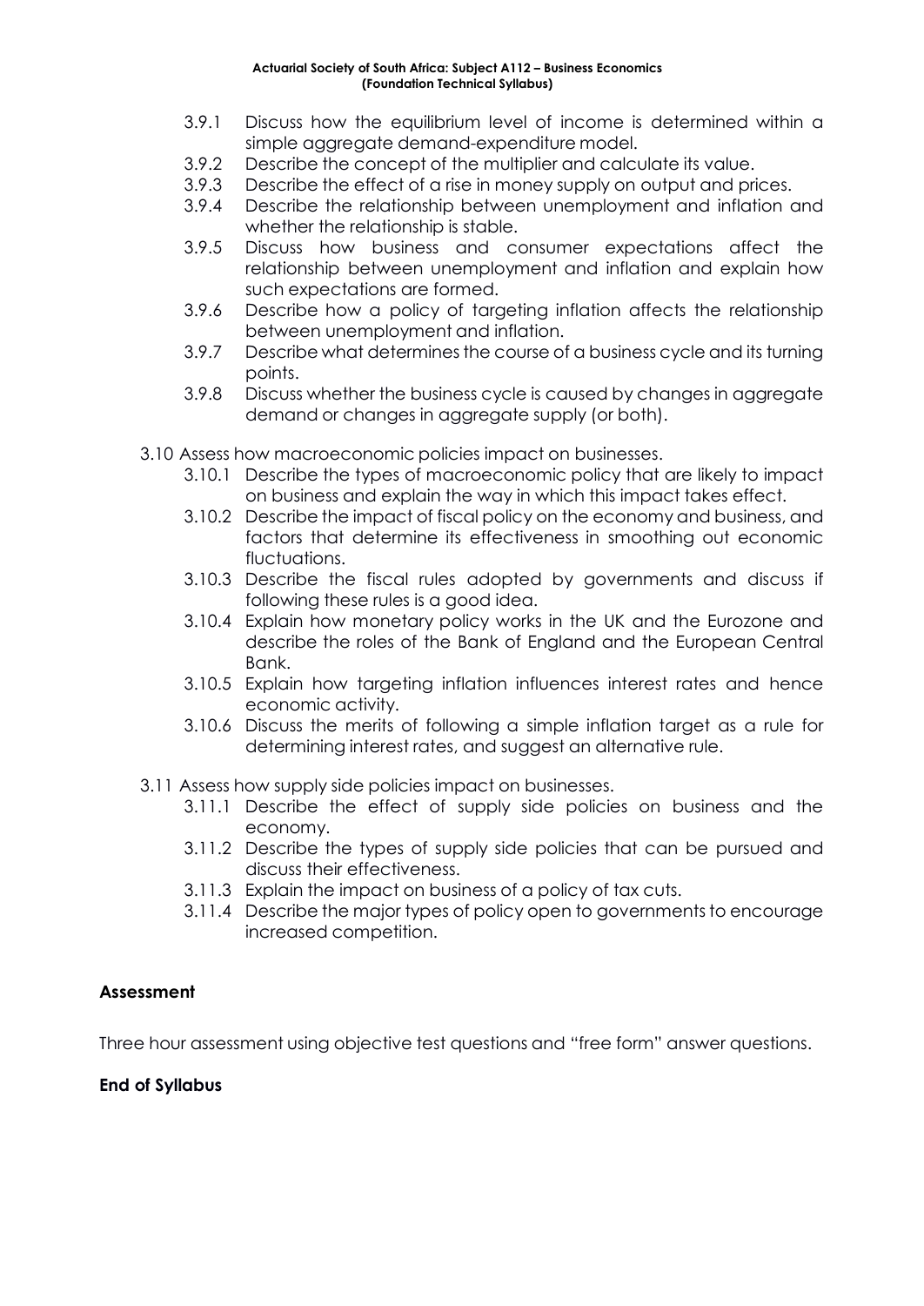- 3.9.1 Discuss how the equilibrium level of income is determined within a simple aggregate demand-expenditure model.
- 3.9.2 Describe the concept of the multiplier and calculate its value.
- 3.9.3 Describe the effect of a rise in money supply on output and prices.
- 3.9.4 Describe the relationship between unemployment and inflation and whether the relationship is stable.
- 3.9.5 Discuss how business and consumer expectations affect the relationship between unemployment and inflation and explain how such expectations are formed.
- 3.9.6 Describe how a policy of targeting inflation affects the relationship between unemployment and inflation.
- 3.9.7 Describe what determines the course of a business cycle and its turning points.
- 3.9.8 Discuss whether the business cycle is caused by changes in aggregate demand or changes in aggregate supply (or both).

3.10 Assess how macroeconomic policies impact on businesses.

- 3.10.1 Describe the types of macroeconomic policy that are likely to impact on business and explain the way in which this impact takes effect.
- 3.10.2 Describe the impact of fiscal policy on the economy and business, and factors that determine its effectiveness in smoothing out economic fluctuations.
- 3.10.3 Describe the fiscal rules adopted by governments and discuss if following these rules is a good idea.
- 3.10.4 Explain how monetary policy works in the UK and the Eurozone and describe the roles of the Bank of England and the European Central Bank.
- 3.10.5 Explain how targeting inflation influences interest rates and hence economic activity.
- 3.10.6 Discuss the merits of following a simple inflation target as a rule for determining interest rates, and suggest an alternative rule.

3.11 Assess how supply side policies impact on businesses.

- 3.11.1 Describe the effect of supply side policies on business and the economy.
- 3.11.2 Describe the types of supply side policies that can be pursued and discuss their effectiveness.
- 3.11.3 Explain the impact on business of a policy of tax cuts.
- 3.11.4 Describe the major types of policy open to governments to encourage increased competition.

**Assessment**

Three hour assessment using objective test questions and "free form" answer questions.

**End of Syllabus**